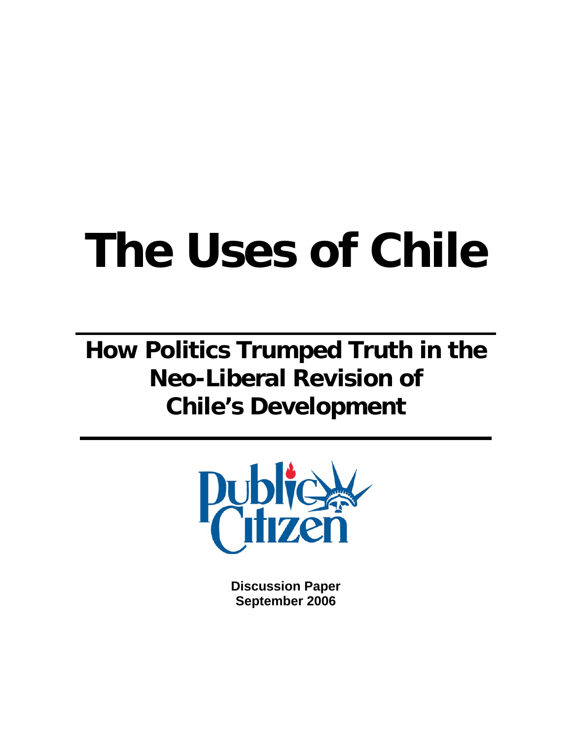# The Uses of Chile

## How Politics Trumped Truth in the Neo-Liberal Revision of Chile's Development

Public Citizen

**Discussion Paper**
**September 2006**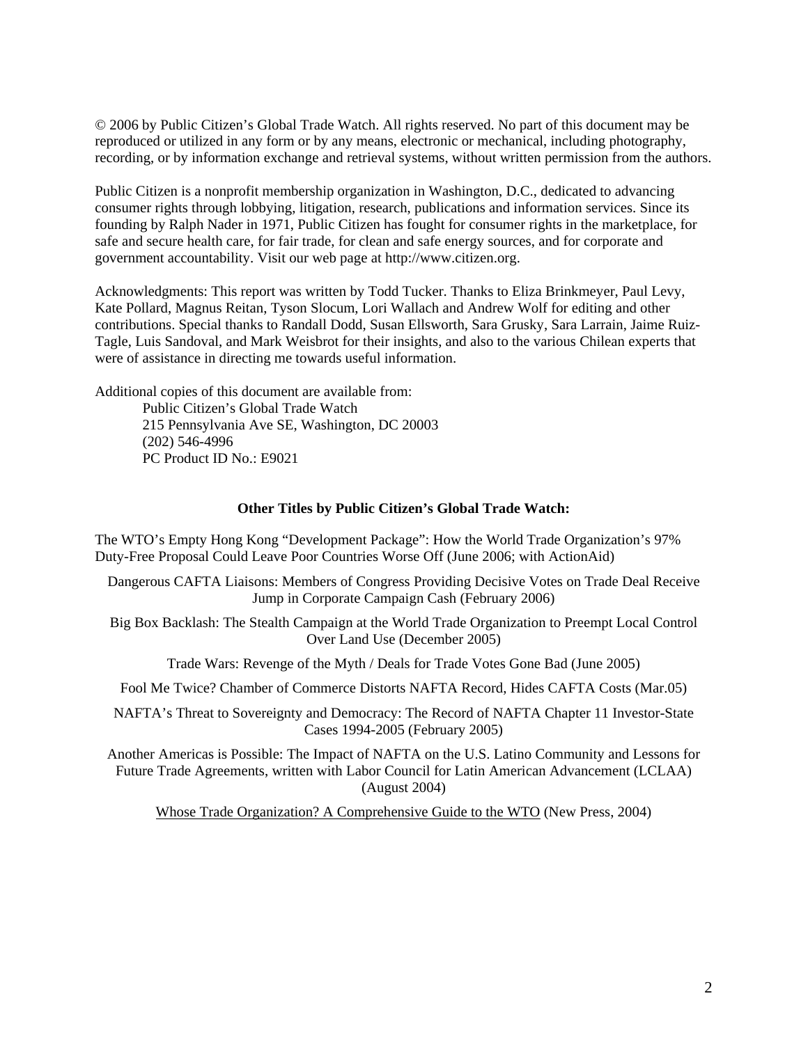© 2006 by Public Citizen's Global Trade Watch. All rights reserved. No part of this document may be reproduced or utilized in any form or by any means, electronic or mechanical, including photography, recording, or by information exchange and retrieval systems, without written permission from the authors.

Public Citizen is a nonprofit membership organization in Washington, D.C., dedicated to advancing consumer rights through lobbying, litigation, research, publications and information services. Since its founding by Ralph Nader in 1971, Public Citizen has fought for consumer rights in the marketplace, for safe and secure health care, for fair trade, for clean and safe energy sources, and for corporate and government accountability. Visit our web page at http://www.citizen.org.

Acknowledgments: This report was written by Todd Tucker. Thanks to Eliza Brinkmeyer, Paul Levy, Kate Pollard, Magnus Reitan, Tyson Slocum, Lori Wallach and Andrew Wolf for editing and other contributions. Special thanks to Randall Dodd, Susan Ellsworth, Sara Grusky, Sara Larrain, Jaime Ruiz-Tagle, Luis Sandoval, and Mark Weisbrot for their insights, and also to the various Chilean experts that were of assistance in directing me towards useful information.

Additional copies of this document are available from:

Public Citizen's Global Trade Watch
215 Pennsylvania Ave SE, Washington, DC 20003
(202) 546-4996
PC Product ID No.: E9021

**Other Titles by Public Citizen's Global Trade Watch:**

The WTO's Empty Hong Kong "Development Package": How the World Trade Organization's 97% Duty-Free Proposal Could Leave Poor Countries Worse Off (June 2006; with ActionAid)

Dangerous CAFTA Liaisons: Members of Congress Providing Decisive Votes on Trade Deal Receive Jump in Corporate Campaign Cash (February 2006)

Big Box Backlash: The Stealth Campaign at the World Trade Organization to Preempt Local Control Over Land Use (December 2005)

Trade Wars: Revenge of the Myth / Deals for Trade Votes Gone Bad (June 2005)

Fool Me Twice? Chamber of Commerce Distorts NAFTA Record, Hides CAFTA Costs (Mar.05)

NAFTA's Threat to Sovereignty and Democracy: The Record of NAFTA Chapter 11 Investor-State Cases 1994-2005 (February 2005)

Another Americas is Possible: The Impact of NAFTA on the U.S. Latino Community and Lessons for Future Trade Agreements, written with Labor Council for Latin American Advancement (LCLAA) (August 2004)

Whose Trade Organization? A Comprehensive Guide to the WTO (New Press, 2004)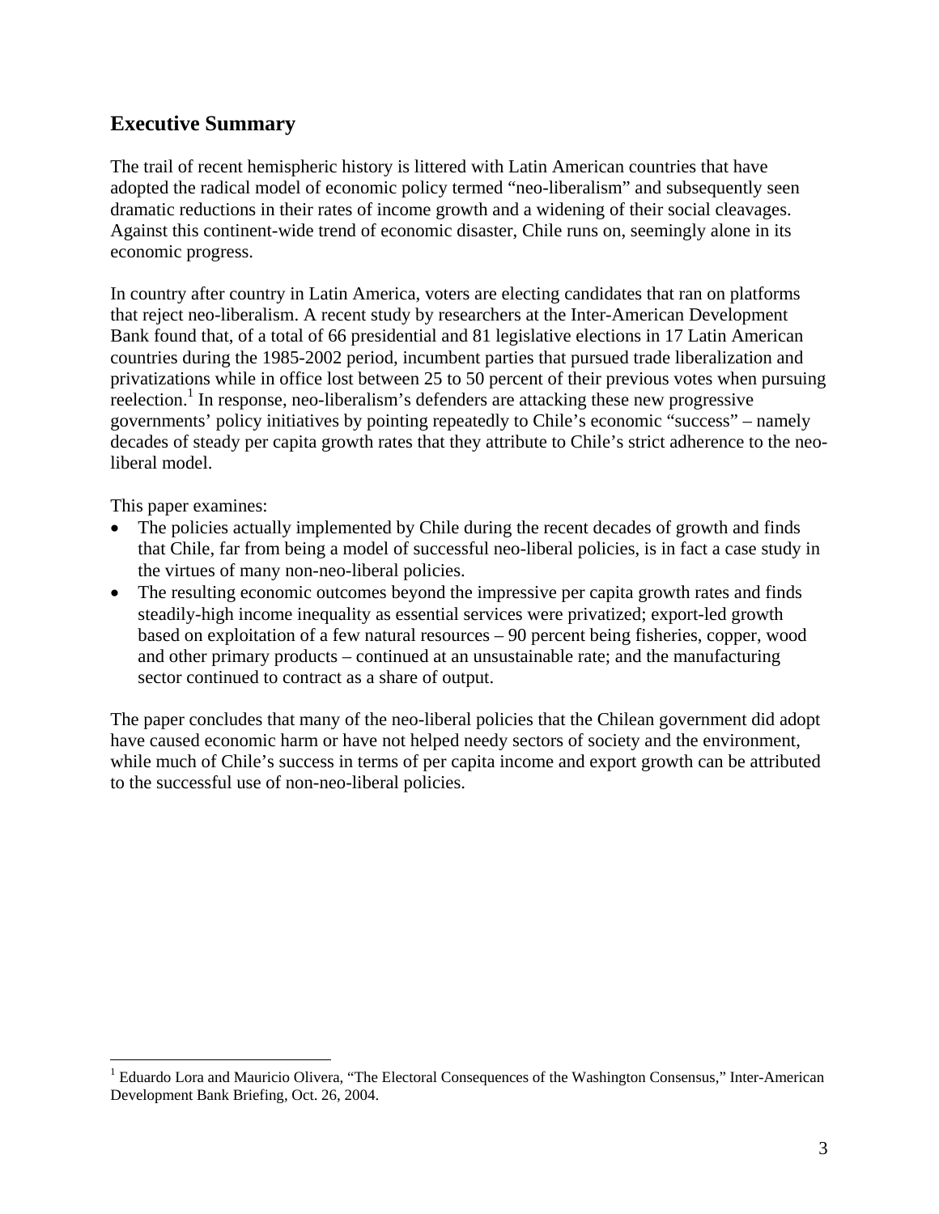## Executive Summary

The trail of recent hemispheric history is littered with Latin American countries that have adopted the radical model of economic policy termed "neo-liberalism" and subsequently seen dramatic reductions in their rates of income growth and a widening of their social cleavages. Against this continent-wide trend of economic disaster, Chile runs on, seemingly alone in its economic progress.

In country after country in Latin America, voters are electing candidates that ran on platforms that reject neo-liberalism. A recent study by researchers at the Inter-American Development Bank found that, of a total of 66 presidential and 81 legislative elections in 17 Latin American countries during the 1985-2002 period, incumbent parties that pursued trade liberalization and privatizations while in office lost between 25 to 50 percent of their previous votes when pursuing reelection.[1] In response, neo-liberalism's defenders are attacking these new progressive governments' policy initiatives by pointing repeatedly to Chile's economic "success" – namely decades of steady per capita growth rates that they attribute to Chile's strict adherence to the neo-liberal model.

This paper examines:

- The policies actually implemented by Chile during the recent decades of growth and finds that Chile, far from being a model of successful neo-liberal policies, is in fact a case study in the virtues of many non-neo-liberal policies.
- The resulting economic outcomes beyond the impressive per capita growth rates and finds steadily-high income inequality as essential services were privatized; export-led growth based on exploitation of a few natural resources – 90 percent being fisheries, copper, wood and other primary products – continued at an unsustainable rate; and the manufacturing sector continued to contract as a share of output.

The paper concludes that many of the neo-liberal policies that the Chilean government did adopt have caused economic harm or have not helped needy sectors of society and the environment, while much of Chile's success in terms of per capita income and export growth can be attributed to the successful use of non-neo-liberal policies.

[1] Eduardo Lora and Mauricio Olivera, "The Electoral Consequences of the Washington Consensus," Inter-American Development Bank Briefing, Oct. 26, 2004.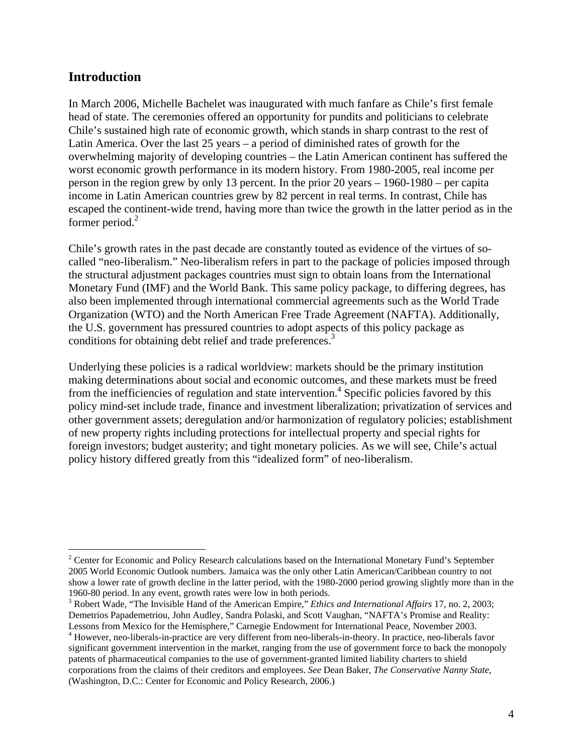## Introduction

In March 2006, Michelle Bachelet was inaugurated with much fanfare as Chile's first female head of state. The ceremonies offered an opportunity for pundits and politicians to celebrate Chile's sustained high rate of economic growth, which stands in sharp contrast to the rest of Latin America. Over the last 25 years – a period of diminished rates of growth for the overwhelming majority of developing countries – the Latin American continent has suffered the worst economic growth performance in its modern history. From 1980-2005, real income per person in the region grew by only 13 percent. In the prior 20 years – 1960-1980 – per capita income in Latin American countries grew by 82 percent in real terms. In contrast, Chile has escaped the continent-wide trend, having more than twice the growth in the latter period as in the former period.[2]

Chile's growth rates in the past decade are constantly touted as evidence of the virtues of so-called "neo-liberalism." Neo-liberalism refers in part to the package of policies imposed through the structural adjustment packages countries must sign to obtain loans from the International Monetary Fund (IMF) and the World Bank. This same policy package, to differing degrees, has also been implemented through international commercial agreements such as the World Trade Organization (WTO) and the North American Free Trade Agreement (NAFTA). Additionally, the U.S. government has pressured countries to adopt aspects of this policy package as conditions for obtaining debt relief and trade preferences.[3]

Underlying these policies is a radical worldview: markets should be the primary institution making determinations about social and economic outcomes, and these markets must be freed from the inefficiencies of regulation and state intervention.[4] Specific policies favored by this policy mind-set include trade, finance and investment liberalization; privatization of services and other government assets; deregulation and/or harmonization of regulatory policies; establishment of new property rights including protections for intellectual property and special rights for foreign investors; budget austerity; and tight monetary policies. As we will see, Chile's actual policy history differed greatly from this "idealized form" of neo-liberalism.

---

[2] Center for Economic and Policy Research calculations based on the International Monetary Fund's September 2005 World Economic Outlook numbers. Jamaica was the only other Latin American/Caribbean country to not show a lower rate of growth decline in the latter period, with the 1980-2000 period growing slightly more than in the 1960-80 period. In any event, growth rates were low in both periods.

[3] Robert Wade, "The Invisible Hand of the American Empire," *Ethics and International Affairs* 17, no. 2, 2003; Demetrios Papademetriou, John Audley, Sandra Polaski, and Scott Vaughan, "NAFTA's Promise and Reality: Lessons from Mexico for the Hemisphere," Carnegie Endowment for International Peace, November 2003.

[4] However, neo-liberals-in-practice are very different from neo-liberals-in-theory. In practice, neo-liberals favor significant government intervention in the market, ranging from the use of government force to back the monopoly patents of pharmaceutical companies to the use of government-granted limited liability charters to shield corporations from the claims of their creditors and employees. *See* Dean Baker, *The Conservative Nanny State*, (Washington, D.C.: Center for Economic and Policy Research, 2006.)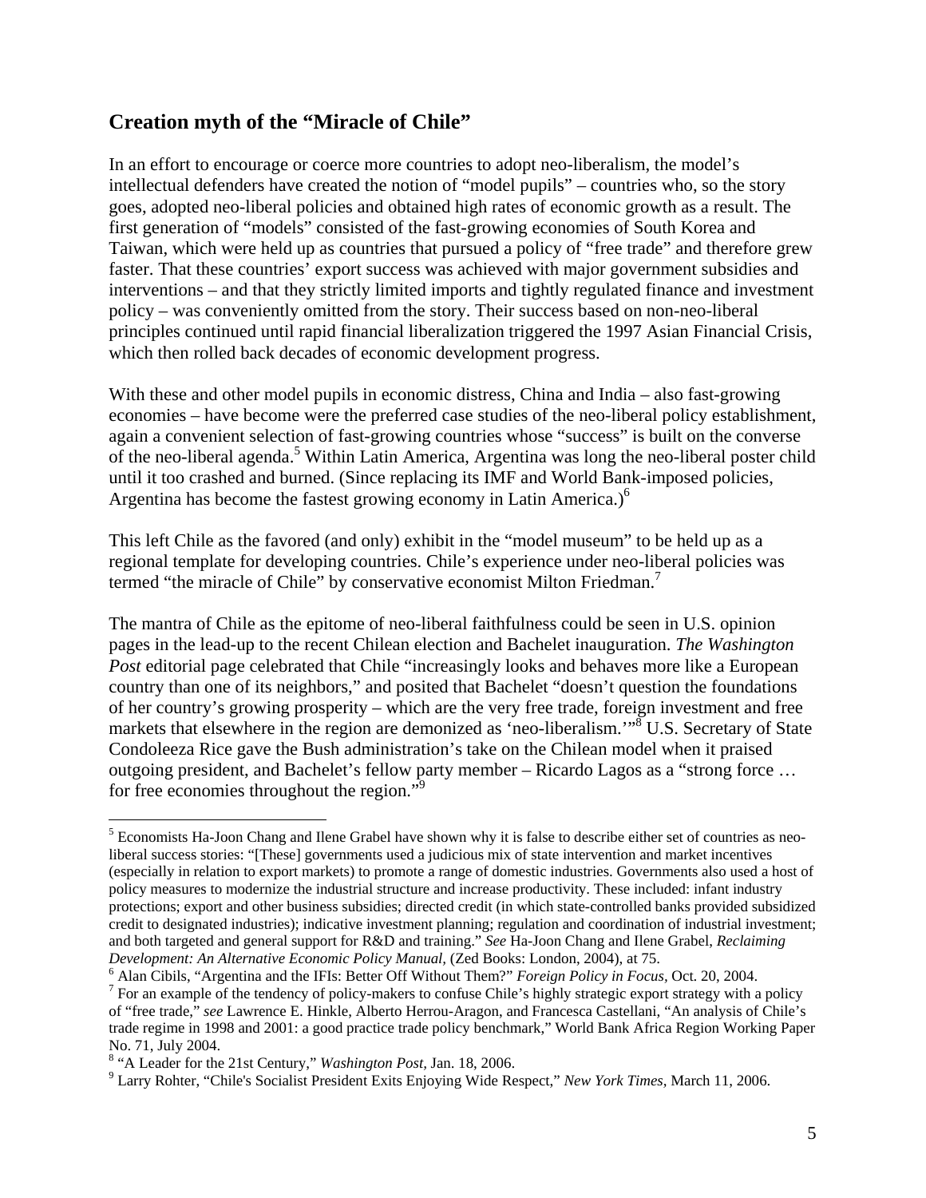## Creation myth of the "Miracle of Chile"

In an effort to encourage or coerce more countries to adopt neo-liberalism, the model's intellectual defenders have created the notion of "model pupils" – countries who, so the story goes, adopted neo-liberal policies and obtained high rates of economic growth as a result. The first generation of "models" consisted of the fast-growing economies of South Korea and Taiwan, which were held up as countries that pursued a policy of "free trade" and therefore grew faster. That these countries' export success was achieved with major government subsidies and interventions – and that they strictly limited imports and tightly regulated finance and investment policy – was conveniently omitted from the story. Their success based on non-neo-liberal principles continued until rapid financial liberalization triggered the 1997 Asian Financial Crisis, which then rolled back decades of economic development progress.

With these and other model pupils in economic distress, China and India – also fast-growing economies – have become were the preferred case studies of the neo-liberal policy establishment, again a convenient selection of fast-growing countries whose "success" is built on the converse of the neo-liberal agenda.[5] Within Latin America, Argentina was long the neo-liberal poster child until it too crashed and burned. (Since replacing its IMF and World Bank-imposed policies, Argentina has become the fastest growing economy in Latin America.)[6]

This left Chile as the favored (and only) exhibit in the "model museum" to be held up as a regional template for developing countries. Chile's experience under neo-liberal policies was termed "the miracle of Chile" by conservative economist Milton Friedman.[7]

The mantra of Chile as the epitome of neo-liberal faithfulness could be seen in U.S. opinion pages in the lead-up to the recent Chilean election and Bachelet inauguration. *The Washington Post* editorial page celebrated that Chile "increasingly looks and behaves more like a European country than one of its neighbors," and posited that Bachelet "doesn't question the foundations of her country's growing prosperity – which are the very free trade, foreign investment and free markets that elsewhere in the region are demonized as 'neo-liberalism.'"[8] U.S. Secretary of State Condoleeza Rice gave the Bush administration's take on the Chilean model when it praised outgoing president, and Bachelet's fellow party member – Ricardo Lagos as a "strong force … for free economies throughout the region."[9]

---

[5] Economists Ha-Joon Chang and Ilene Grabel have shown why it is false to describe either set of countries as neo-liberal success stories: "[These] governments used a judicious mix of state intervention and market incentives (especially in relation to export markets) to promote a range of domestic industries. Governments also used a host of policy measures to modernize the industrial structure and increase productivity. These included: infant industry protections; export and other business subsidies; directed credit (in which state-controlled banks provided subsidized credit to designated industries); indicative investment planning; regulation and coordination of industrial investment; and both targeted and general support for R&D and training." *See* Ha-Joon Chang and Ilene Grabel, *Reclaiming Development: An Alternative Economic Policy Manual,* (Zed Books: London, 2004), at 75.

[6] Alan Cibils, "Argentina and the IFIs: Better Off Without Them?" *Foreign Policy in Focus,* Oct. 20, 2004.

[7] For an example of the tendency of policy-makers to confuse Chile's highly strategic export strategy with a policy of "free trade," *see* Lawrence E. Hinkle, Alberto Herrou-Aragon, and Francesca Castellani, "An analysis of Chile's trade regime in 1998 and 2001: a good practice trade policy benchmark," World Bank Africa Region Working Paper No. 71, July 2004.

[8] "A Leader for the 21st Century," *Washington Post,* Jan. 18, 2006.

[9] Larry Rohter, "Chile's Socialist President Exits Enjoying Wide Respect," *New York Times,* March 11, 2006.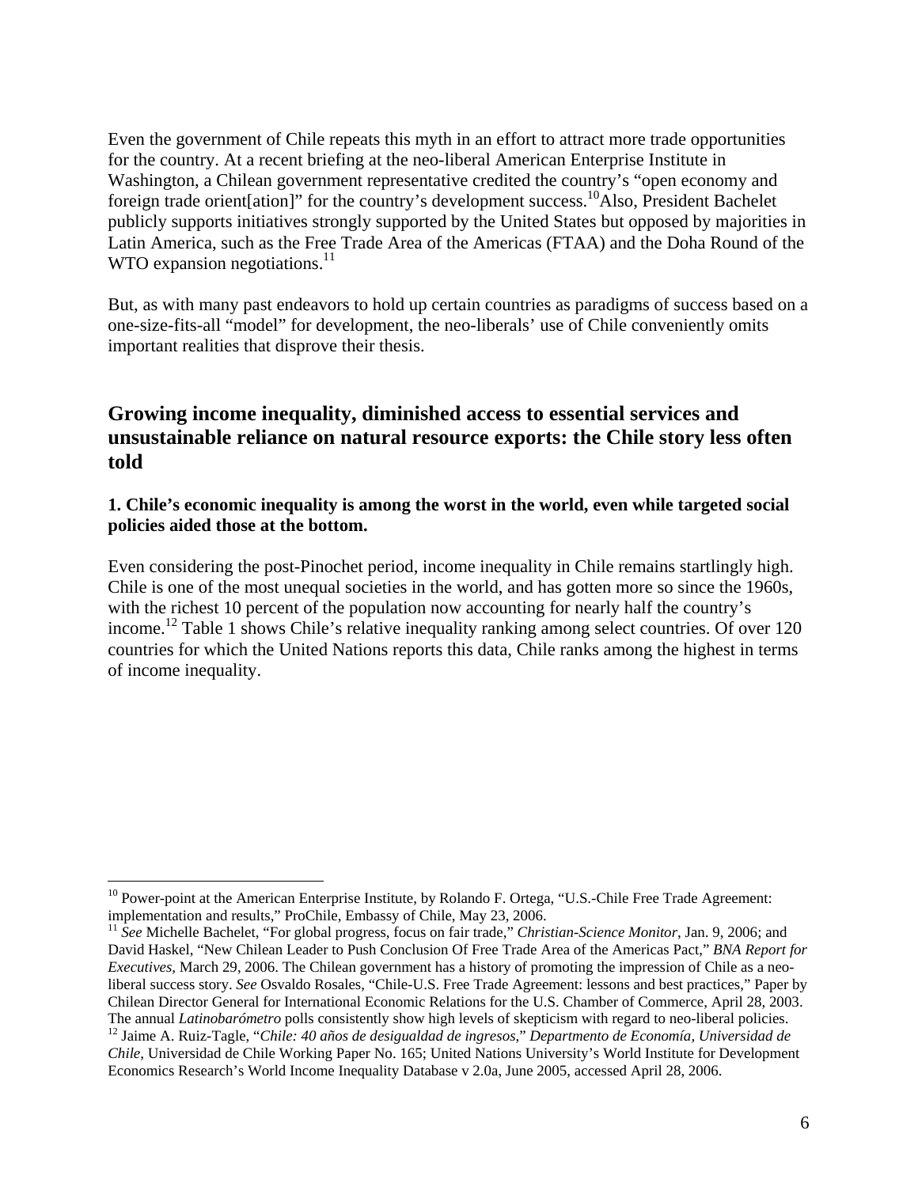Even the government of Chile repeats this myth in an effort to attract more trade opportunities for the country. At a recent briefing at the neo-liberal American Enterprise Institute in Washington, a Chilean government representative credited the country's "open economy and foreign trade orient[ation]" for the country's development success.[10] Also, President Bachelet publicly supports initiatives strongly supported by the United States but opposed by majorities in Latin America, such as the Free Trade Area of the Americas (FTAA) and the Doha Round of the WTO expansion negotiations.[11]

But, as with many past endeavors to hold up certain countries as paradigms of success based on a one-size-fits-all "model" for development, the neo-liberals' use of Chile conveniently omits important realities that disprove their thesis.

## Growing income inequality, diminished access to essential services and unsustainable reliance on natural resource exports: the Chile story less often told

### 1. Chile's economic inequality is among the worst in the world, even while targeted social policies aided those at the bottom.

Even considering the post-Pinochet period, income inequality in Chile remains startlingly high. Chile is one of the most unequal societies in the world, and has gotten more so since the 1960s, with the richest 10 percent of the population now accounting for nearly half the country's income.[12] Table 1 shows Chile's relative inequality ranking among select countries. Of over 120 countries for which the United Nations reports this data, Chile ranks among the highest in terms of income inequality.

---

[10] Power-point at the American Enterprise Institute, by Rolando F. Ortega, "U.S.-Chile Free Trade Agreement: implementation and results," ProChile, Embassy of Chile, May 23, 2006.

[11] *See* Michelle Bachelet, "For global progress, focus on fair trade," *Christian-Science Monitor*, Jan. 9, 2006; and David Haskel, "New Chilean Leader to Push Conclusion Of Free Trade Area of the Americas Pact," *BNA Report for Executives,* March 29, 2006. The Chilean government has a history of promoting the impression of Chile as a neo-liberal success story. *See* Osvaldo Rosales, "Chile-U.S. Free Trade Agreement: lessons and best practices," Paper by Chilean Director General for International Economic Relations for the U.S. Chamber of Commerce, April 28, 2003. The annual *Latinobarómetro* polls consistently show high levels of skepticism with regard to neo-liberal policies.

[12] Jaime A. Ruiz-Tagle, "*Chile: 40 años de desigualdad de ingresos*," *Departmento de Economía, Universidad de Chile*, Universidad de Chile Working Paper No. 165; United Nations University's World Institute for Development Economics Research's World Income Inequality Database v 2.0a, June 2005, accessed April 28, 2006.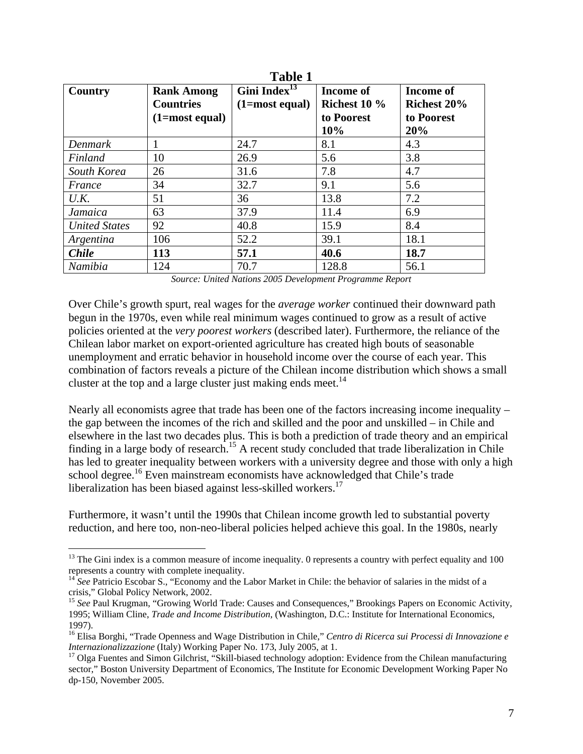**Table 1**

| Country | Rank Among Countries (1=most equal) | Gini Index[13] (1=most equal) | Income of Richest 10 % to Poorest 10% | Income of Richest 20% to Poorest 20% |
|---|---|---|---|---|
| *Denmark* | 1 | 24.7 | 8.1 | 4.3 |
| *Finland* | 10 | 26.9 | 5.6 | 3.8 |
| *South Korea* | 26 | 31.6 | 7.8 | 4.7 |
| *France* | 34 | 32.7 | 9.1 | 5.6 |
| *U.K.* | 51 | 36 | 13.8 | 7.2 |
| *Jamaica* | 63 | 37.9 | 11.4 | 6.9 |
| *United States* | 92 | 40.8 | 15.9 | 8.4 |
| *Argentina* | 106 | 52.2 | 39.1 | 18.1 |
| ***Chile*** | **113** | **57.1** | **40.6** | **18.7** |
| *Namibia* | 124 | 70.7 | 128.8 | 56.1 |

*Source: United Nations 2005 Development Programme Report*

Over Chile's growth spurt, real wages for the *average worker* continued their downward path begun in the 1970s, even while real minimum wages continued to grow as a result of active policies oriented at the *very poorest workers* (described later). Furthermore, the reliance of the Chilean labor market on export-oriented agriculture has created high bouts of seasonable unemployment and erratic behavior in household income over the course of each year. This combination of factors reveals a picture of the Chilean income distribution which shows a small cluster at the top and a large cluster just making ends meet.[14]

Nearly all economists agree that trade has been one of the factors increasing income inequality – the gap between the incomes of the rich and skilled and the poor and unskilled – in Chile and elsewhere in the last two decades plus. This is both a prediction of trade theory and an empirical finding in a large body of research.[15] A recent study concluded that trade liberalization in Chile has led to greater inequality between workers with a university degree and those with only a high school degree.[16] Even mainstream economists have acknowledged that Chile's trade liberalization has been biased against less-skilled workers.[17]

Furthermore, it wasn't until the 1990s that Chilean income growth led to substantial poverty reduction, and here too, non-neo-liberal policies helped achieve this goal. In the 1980s, nearly

---

[13] The Gini index is a common measure of income inequality. 0 represents a country with perfect equality and 100 represents a country with complete inequality.

[14] *See* Patricio Escobar S., "Economy and the Labor Market in Chile: the behavior of salaries in the midst of a crisis," Global Policy Network, 2002.

[15] *See* Paul Krugman, "Growing World Trade: Causes and Consequences," Brookings Papers on Economic Activity, 1995; William Cline, *Trade and Income Distribution*, (Washington, D.C.: Institute for International Economics, 1997).

[16] Elisa Borghi, "Trade Openness and Wage Distribution in Chile," *Centro di Ricerca sui Processi di Innovazione e Internazionalizzazione* (Italy) Working Paper No. 173, July 2005, at 1.

[17] Olga Fuentes and Simon Gilchrist, "Skill-biased technology adoption: Evidence from the Chilean manufacturing sector," Boston University Department of Economics, The Institute for Economic Development Working Paper No dp-150, November 2005.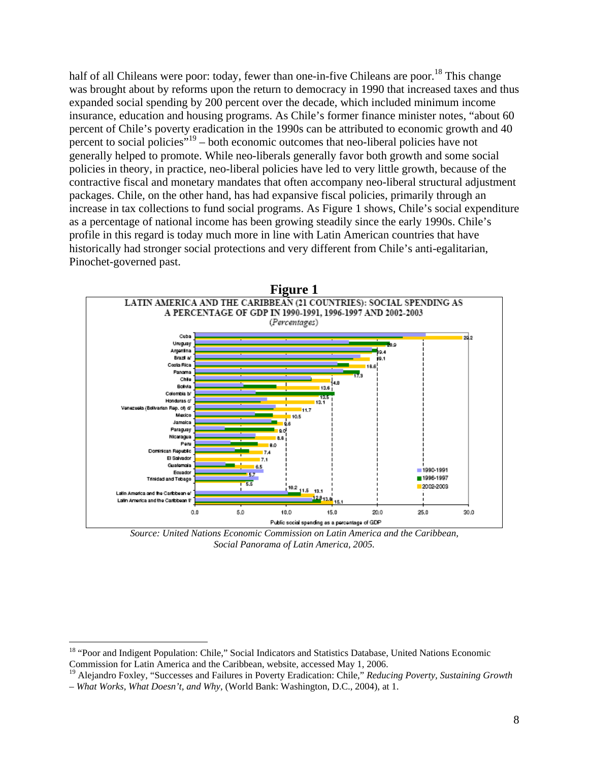half of all Chileans were poor: today, fewer than one-in-five Chileans are poor.[18] This change was brought about by reforms upon the return to democracy in 1990 that increased taxes and thus expanded social spending by 200 percent over the decade, which included minimum income insurance, education and housing programs. As Chile's former finance minister notes, "about 60 percent of Chile's poverty eradication in the 1990s can be attributed to economic growth and 40 percent to social policies"[19] – both economic outcomes that neo-liberal policies have not generally helped to promote. While neo-liberals generally favor both growth and some social policies in theory, in practice, neo-liberal policies have led to very little growth, because of the contractive fiscal and monetary mandates that often accompany neo-liberal structural adjustment packages. Chile, on the other hand, has had expansive fiscal policies, primarily through an increase in tax collections to fund social programs. As Figure 1 shows, Chile's social expenditure as a percentage of national income has been growing steadily since the early 1990s. Chile's profile in this regard is today much more in line with Latin American countries that have historically had stronger social protections and very different from Chile's anti-egalitarian, Pinochet-governed past.

**Figure 1**

LATIN AMERICA AND THE CARIBBEAN (21 COUNTRIES): SOCIAL SPENDING AS A PERCENTAGE OF GDP IN 1990-1991, 1996-1997 AND 2002-2003
(*Percentages*)

| Country | 2002-2003 (labelled value) |
|---|---|
| Cuba | 29.2 |
| Uruguay | 20.9 |
| Argentina | 19.4 |
| Brazil a/ | 19.1 |
| Costa Rica | 18.6 |
| Panama | 17.3 |
| Chile | 14.8 |
| Bolivia | 13.6 |
| Colombia b/ | 13.5 |
| Honduras c/ | 13.1 |
| Venezuela (Bolivarian Rep. of) d/ | 11.7 |
| Mexico | 10.5 |
| Jamaica | 9.6 |
| Paraguay | 9.0 |
| Nicaragua | 8.8 |
| Peru | 8.0 |
| Dominican Republic | 7.4 |
| El Salvador | 7.1 |
| Guatemala | 6.5 |
| Ecuador | 5.7 |
| Trinidad and Tobago | 5.5 |
| Latin America and the Caribbean e/ | 10.2 / 11.5 / 13.1 |
| Latin America and the Caribbean f/ | 12.8 / 13.8 / 15.1 |

Public social spending as a percentage of GDP (legend: 1990-1991, 1996-1997, 2002-2003)

*Source: United Nations Economic Commission on Latin America and the Caribbean, Social Panorama of Latin America, 2005.*

---

[18] "Poor and Indigent Population: Chile," Social Indicators and Statistics Database, United Nations Economic Commission for Latin America and the Caribbean, website, accessed May 1, 2006.

[19] Alejandro Foxley, "Successes and Failures in Poverty Eradication: Chile," *Reducing Poverty, Sustaining Growth – What Works, What Doesn't, and Why*, (World Bank: Washington, D.C., 2004), at 1.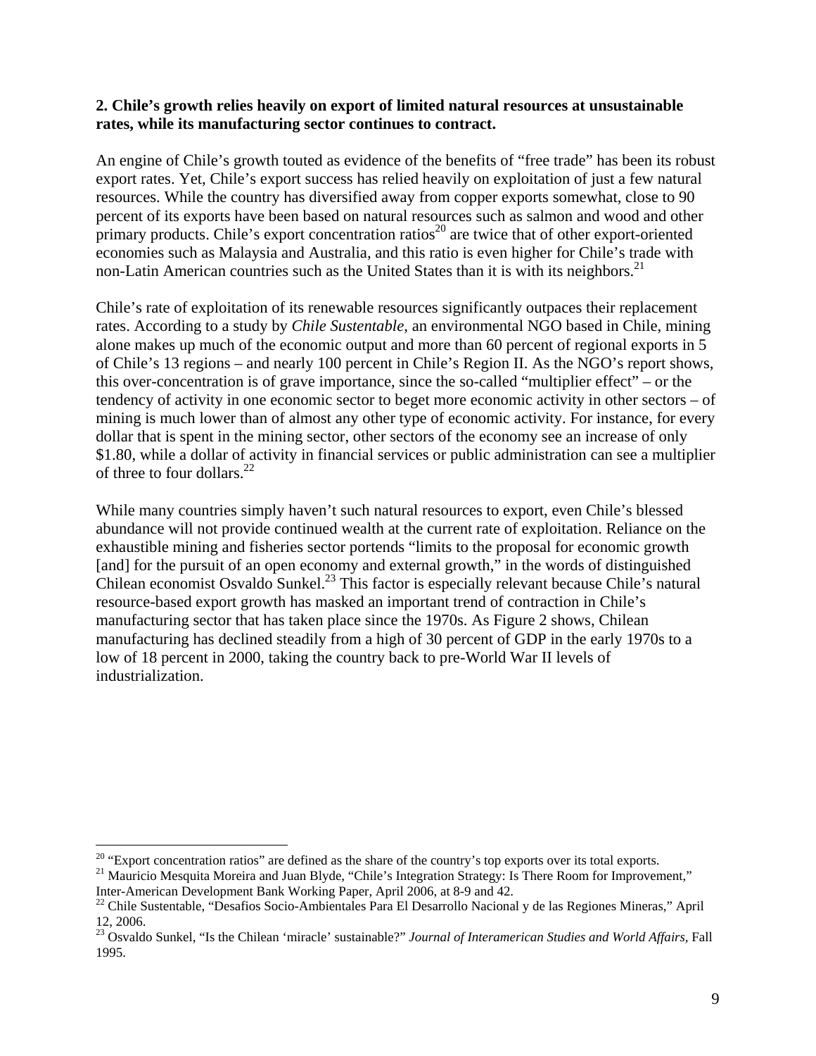**2. Chile's growth relies heavily on export of limited natural resources at unsustainable rates, while its manufacturing sector continues to contract.**

An engine of Chile's growth touted as evidence of the benefits of "free trade" has been its robust export rates. Yet, Chile's export success has relied heavily on exploitation of just a few natural resources. While the country has diversified away from copper exports somewhat, close to 90 percent of its exports have been based on natural resources such as salmon and wood and other primary products. Chile's export concentration ratios[20] are twice that of other export-oriented economies such as Malaysia and Australia, and this ratio is even higher for Chile's trade with non-Latin American countries such as the United States than it is with its neighbors.[21]

Chile's rate of exploitation of its renewable resources significantly outpaces their replacement rates. According to a study by *Chile Sustentable*, an environmental NGO based in Chile, mining alone makes up much of the economic output and more than 60 percent of regional exports in 5 of Chile's 13 regions – and nearly 100 percent in Chile's Region II. As the NGO's report shows, this over-concentration is of grave importance, since the so-called "multiplier effect" – or the tendency of activity in one economic sector to beget more economic activity in other sectors – of mining is much lower than of almost any other type of economic activity. For instance, for every dollar that is spent in the mining sector, other sectors of the economy see an increase of only $1.80, while a dollar of activity in financial services or public administration can see a multiplier of three to four dollars.[22]

While many countries simply haven't such natural resources to export, even Chile's blessed abundance will not provide continued wealth at the current rate of exploitation. Reliance on the exhaustible mining and fisheries sector portends "limits to the proposal for economic growth [and] for the pursuit of an open economy and external growth," in the words of distinguished Chilean economist Osvaldo Sunkel.[23] This factor is especially relevant because Chile's natural resource-based export growth has masked an important trend of contraction in Chile's manufacturing sector that has taken place since the 1970s. As Figure 2 shows, Chilean manufacturing has declined steadily from a high of 30 percent of GDP in the early 1970s to a low of 18 percent in 2000, taking the country back to pre-World War II levels of industrialization.

---

[20] "Export concentration ratios" are defined as the share of the country's top exports over its total exports.

[21] Mauricio Mesquita Moreira and Juan Blyde, "Chile's Integration Strategy: Is There Room for Improvement," Inter-American Development Bank Working Paper, April 2006, at 8-9 and 42.

[22] Chile Sustentable, "Desafios Socio-Ambientales Para El Desarrollo Nacional y de las Regiones Mineras," April 12, 2006.

[23] Osvaldo Sunkel, "Is the Chilean 'miracle' sustainable?" *Journal of Interamerican Studies and World Affairs*, Fall 1995.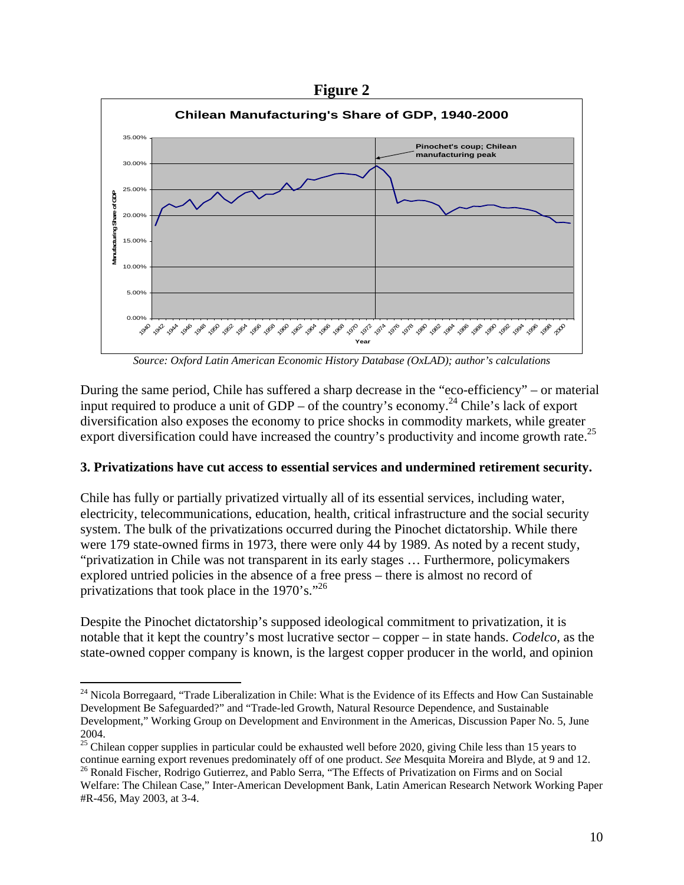**Figure 2**

*Source: Oxford Latin American Economic History Database (OxLAD); author's calculations*

During the same period, Chile has suffered a sharp decrease in the "eco-efficiency" – or material input required to produce a unit of GDP – of the country's economy.[24] Chile's lack of export diversification also exposes the economy to price shocks in commodity markets, while greater export diversification could have increased the country's productivity and income growth rate.[25]

### 3. Privatizations have cut access to essential services and undermined retirement security.

Chile has fully or partially privatized virtually all of its essential services, including water, electricity, telecommunications, education, health, critical infrastructure and the social security system. The bulk of the privatizations occurred during the Pinochet dictatorship. While there were 179 state-owned firms in 1973, there were only 44 by 1989. As noted by a recent study, "privatization in Chile was not transparent in its early stages … Furthermore, policymakers explored untried policies in the absence of a free press – there is almost no record of privatizations that took place in the 1970's."[26]

Despite the Pinochet dictatorship's supposed ideological commitment to privatization, it is notable that it kept the country's most lucrative sector – copper – in state hands. *Codelco*, as the state-owned copper company is known, is the largest copper producer in the world, and opinion

---

[24] Nicola Borregaard, "Trade Liberalization in Chile: What is the Evidence of its Effects and How Can Sustainable Development Be Safeguarded?" and "Trade-led Growth, Natural Resource Dependence, and Sustainable Development," Working Group on Development and Environment in the Americas, Discussion Paper No. 5, June 2004.

[25] Chilean copper supplies in particular could be exhausted well before 2020, giving Chile less than 15 years to continue earning export revenues predominately off of one product. *See* Mesquita Moreira and Blyde, at 9 and 12.

[26] Ronald Fischer, Rodrigo Gutierrez, and Pablo Serra, "The Effects of Privatization on Firms and on Social Welfare: The Chilean Case," Inter-American Development Bank, Latin American Research Network Working Paper #R-456, May 2003, at 3-4.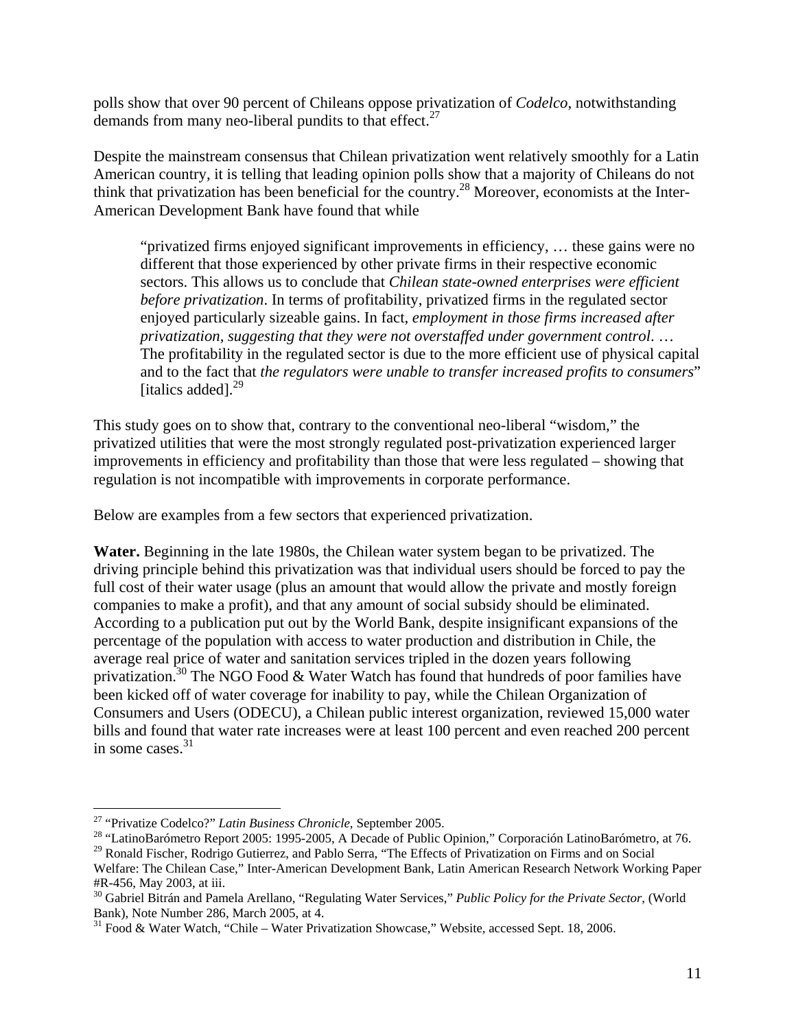polls show that over 90 percent of Chileans oppose privatization of *Codelco*, notwithstanding demands from many neo-liberal pundits to that effect.[27]

Despite the mainstream consensus that Chilean privatization went relatively smoothly for a Latin American country, it is telling that leading opinion polls show that a majority of Chileans do not think that privatization has been beneficial for the country.[28] Moreover, economists at the Inter-American Development Bank have found that while

> "privatized firms enjoyed significant improvements in efficiency, … these gains were no different that those experienced by other private firms in their respective economic sectors. This allows us to conclude that *Chilean state-owned enterprises were efficient before privatization*. In terms of profitability, privatized firms in the regulated sector enjoyed particularly sizeable gains. In fact, *employment in those firms increased after privatization, suggesting that they were not overstaffed under government control*. … The profitability in the regulated sector is due to the more efficient use of physical capital and to the fact that *the regulators were unable to transfer increased profits to consumers*" [italics added].[29]

This study goes on to show that, contrary to the conventional neo-liberal "wisdom," the privatized utilities that were the most strongly regulated post-privatization experienced larger improvements in efficiency and profitability than those that were less regulated – showing that regulation is not incompatible with improvements in corporate performance.

Below are examples from a few sectors that experienced privatization.

**Water.** Beginning in the late 1980s, the Chilean water system began to be privatized. The driving principle behind this privatization was that individual users should be forced to pay the full cost of their water usage (plus an amount that would allow the private and mostly foreign companies to make a profit), and that any amount of social subsidy should be eliminated. According to a publication put out by the World Bank, despite insignificant expansions of the percentage of the population with access to water production and distribution in Chile, the average real price of water and sanitation services tripled in the dozen years following privatization.[30] The NGO Food & Water Watch has found that hundreds of poor families have been kicked off of water coverage for inability to pay, while the Chilean Organization of Consumers and Users (ODECU), a Chilean public interest organization, reviewed 15,000 water bills and found that water rate increases were at least 100 percent and even reached 200 percent in some cases.[31]

---

[27] "Privatize Codelco?" *Latin Business Chronicle*, September 2005.

[28] "LatinoBarómetro Report 2005: 1995-2005, A Decade of Public Opinion," Corporación LatinoBarómetro, at 76.

[29] Ronald Fischer, Rodrigo Gutierrez, and Pablo Serra, "The Effects of Privatization on Firms and on Social Welfare: The Chilean Case," Inter-American Development Bank, Latin American Research Network Working Paper #R-456, May 2003, at iii.

[30] Gabriel Bitrán and Pamela Arellano, "Regulating Water Services," *Public Policy for the Private Sector*, (World Bank), Note Number 286, March 2005, at 4.

[31] Food & Water Watch, "Chile – Water Privatization Showcase," Website, accessed Sept. 18, 2006.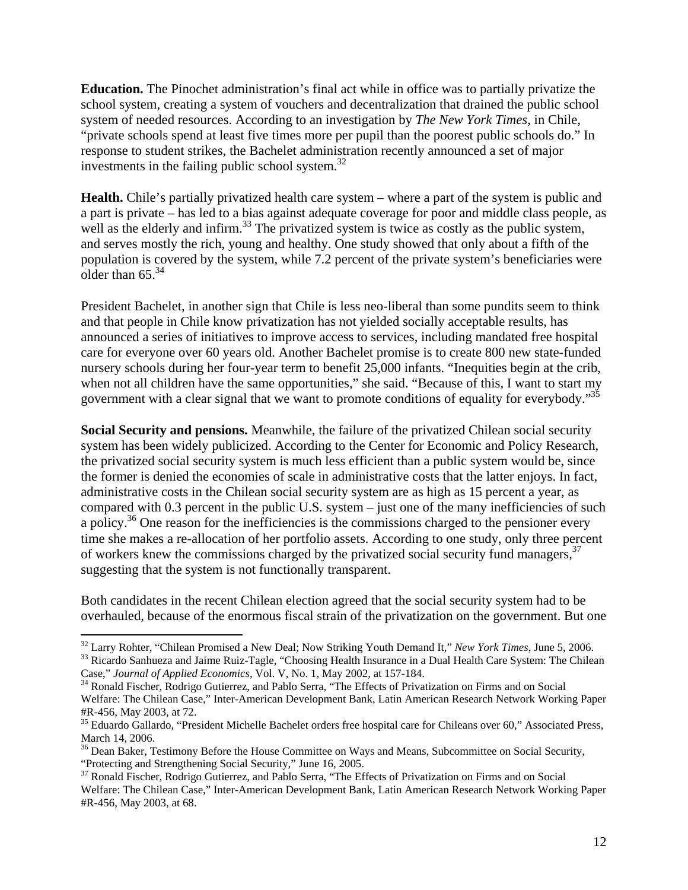**Education.** The Pinochet administration's final act while in office was to partially privatize the school system, creating a system of vouchers and decentralization that drained the public school system of needed resources. According to an investigation by *The New York Times*, in Chile, "private schools spend at least five times more per pupil than the poorest public schools do." In response to student strikes, the Bachelet administration recently announced a set of major investments in the failing public school system.[32]

**Health.** Chile's partially privatized health care system – where a part of the system is public and a part is private – has led to a bias against adequate coverage for poor and middle class people, as well as the elderly and infirm.[33] The privatized system is twice as costly as the public system, and serves mostly the rich, young and healthy. One study showed that only about a fifth of the population is covered by the system, while 7.2 percent of the private system's beneficiaries were older than 65.[34]

President Bachelet, in another sign that Chile is less neo-liberal than some pundits seem to think and that people in Chile know privatization has not yielded socially acceptable results, has announced a series of initiatives to improve access to services, including mandated free hospital care for everyone over 60 years old. Another Bachelet promise is to create 800 new state-funded nursery schools during her four-year term to benefit 25,000 infants. "Inequities begin at the crib, when not all children have the same opportunities," she said. "Because of this, I want to start my government with a clear signal that we want to promote conditions of equality for everybody."[35]

**Social Security and pensions.** Meanwhile, the failure of the privatized Chilean social security system has been widely publicized. According to the Center for Economic and Policy Research, the privatized social security system is much less efficient than a public system would be, since the former is denied the economies of scale in administrative costs that the latter enjoys. In fact, administrative costs in the Chilean social security system are as high as 15 percent a year, as compared with 0.3 percent in the public U.S. system – just one of the many inefficiencies of such a policy.[36] One reason for the inefficiencies is the commissions charged to the pensioner every time she makes a re-allocation of her portfolio assets. According to one study, only three percent of workers knew the commissions charged by the privatized social security fund managers,[37] suggesting that the system is not functionally transparent.

Both candidates in the recent Chilean election agreed that the social security system had to be overhauled, because of the enormous fiscal strain of the privatization on the government. But one

---

[32] Larry Rohter, "Chilean Promised a New Deal; Now Striking Youth Demand It," *New York Times*, June 5, 2006.

[33] Ricardo Sanhueza and Jaime Ruiz-Tagle, "Choosing Health Insurance in a Dual Health Care System: The Chilean Case," *Journal of Applied Economics*, Vol. V, No. 1, May 2002, at 157-184.

[34] Ronald Fischer, Rodrigo Gutierrez, and Pablo Serra, "The Effects of Privatization on Firms and on Social Welfare: The Chilean Case," Inter-American Development Bank, Latin American Research Network Working Paper #R-456, May 2003, at 72.

[35] Eduardo Gallardo, "President Michelle Bachelet orders free hospital care for Chileans over 60," Associated Press, March 14, 2006.

[36] Dean Baker, Testimony Before the House Committee on Ways and Means, Subcommittee on Social Security, "Protecting and Strengthening Social Security," June 16, 2005.

[37] Ronald Fischer, Rodrigo Gutierrez, and Pablo Serra, "The Effects of Privatization on Firms and on Social Welfare: The Chilean Case," Inter-American Development Bank, Latin American Research Network Working Paper #R-456, May 2003, at 68.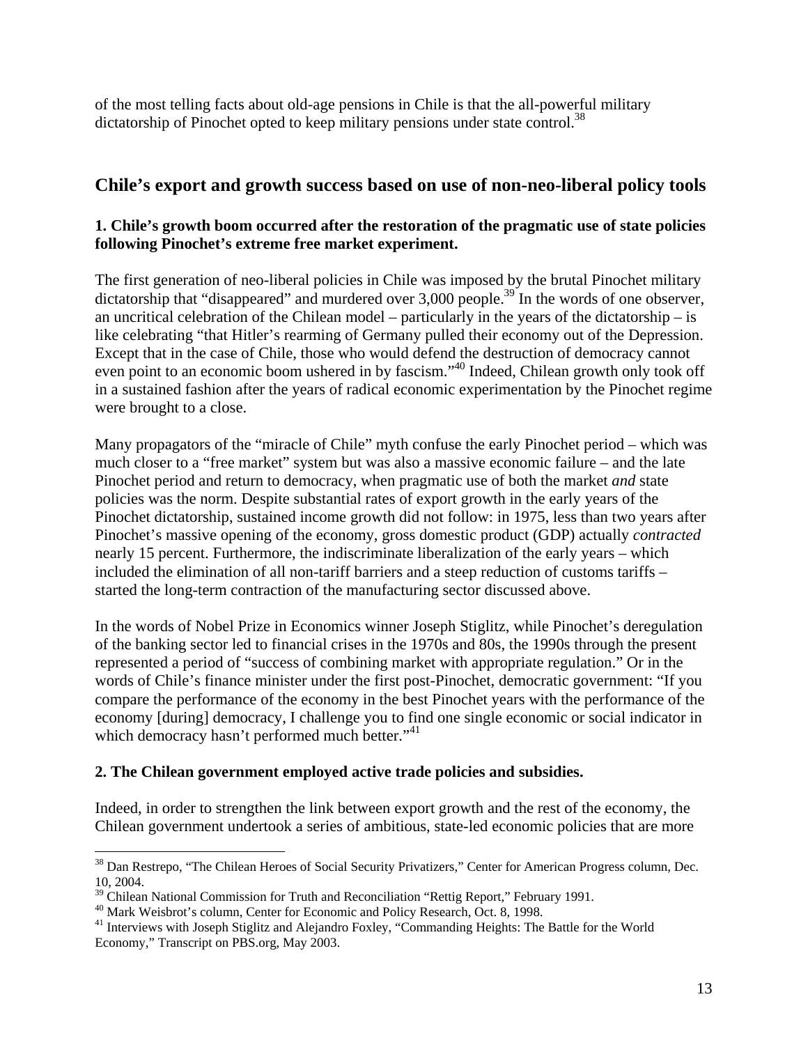of the most telling facts about old-age pensions in Chile is that the all-powerful military dictatorship of Pinochet opted to keep military pensions under state control.[38]

## Chile's export and growth success based on use of non-neo-liberal policy tools

**1. Chile's growth boom occurred after the restoration of the pragmatic use of state policies following Pinochet's extreme free market experiment.**

The first generation of neo-liberal policies in Chile was imposed by the brutal Pinochet military dictatorship that "disappeared" and murdered over 3,000 people.[39] In the words of one observer, an uncritical celebration of the Chilean model – particularly in the years of the dictatorship – is like celebrating "that Hitler's rearming of Germany pulled their economy out of the Depression. Except that in the case of Chile, those who would defend the destruction of democracy cannot even point to an economic boom ushered in by fascism."[40] Indeed, Chilean growth only took off in a sustained fashion after the years of radical economic experimentation by the Pinochet regime were brought to a close.

Many propagators of the "miracle of Chile" myth confuse the early Pinochet period – which was much closer to a "free market" system but was also a massive economic failure – and the late Pinochet period and return to democracy, when pragmatic use of both the market *and* state policies was the norm. Despite substantial rates of export growth in the early years of the Pinochet dictatorship, sustained income growth did not follow: in 1975, less than two years after Pinochet's massive opening of the economy, gross domestic product (GDP) actually *contracted* nearly 15 percent. Furthermore, the indiscriminate liberalization of the early years – which included the elimination of all non-tariff barriers and a steep reduction of customs tariffs – started the long-term contraction of the manufacturing sector discussed above.

In the words of Nobel Prize in Economics winner Joseph Stiglitz, while Pinochet's deregulation of the banking sector led to financial crises in the 1970s and 80s, the 1990s through the present represented a period of "success of combining market with appropriate regulation." Or in the words of Chile's finance minister under the first post-Pinochet, democratic government: "If you compare the performance of the economy in the best Pinochet years with the performance of the economy [during] democracy, I challenge you to find one single economic or social indicator in which democracy hasn't performed much better."[41]

**2. The Chilean government employed active trade policies and subsidies.**

Indeed, in order to strengthen the link between export growth and the rest of the economy, the Chilean government undertook a series of ambitious, state-led economic policies that are more

---

[38] Dan Restrepo, "The Chilean Heroes of Social Security Privatizers," Center for American Progress column, Dec. 10, 2004.

[39] Chilean National Commission for Truth and Reconciliation "Rettig Report," February 1991.

[40] Mark Weisbrot's column, Center for Economic and Policy Research, Oct. 8, 1998.

[41] Interviews with Joseph Stiglitz and Alejandro Foxley, "Commanding Heights: The Battle for the World Economy," Transcript on PBS.org, May 2003.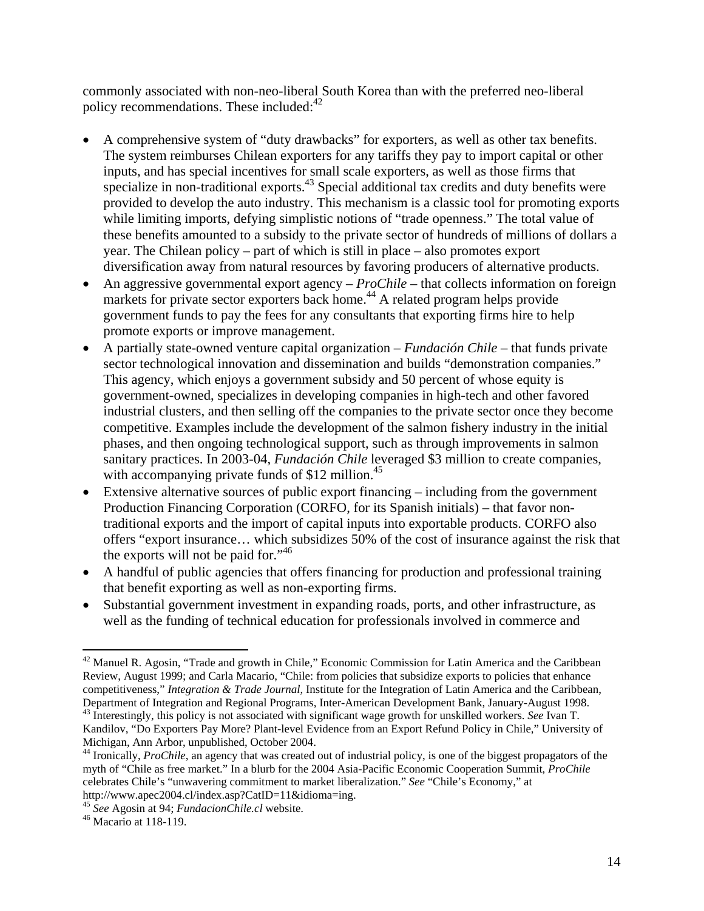commonly associated with non-neo-liberal South Korea than with the preferred neo-liberal policy recommendations. These included:[42]

- A comprehensive system of "duty drawbacks" for exporters, as well as other tax benefits. The system reimburses Chilean exporters for any tariffs they pay to import capital or other inputs, and has special incentives for small scale exporters, as well as those firms that specialize in non-traditional exports.[43] Special additional tax credits and duty benefits were provided to develop the auto industry. This mechanism is a classic tool for promoting exports while limiting imports, defying simplistic notions of "trade openness." The total value of these benefits amounted to a subsidy to the private sector of hundreds of millions of dollars a year. The Chilean policy – part of which is still in place – also promotes export diversification away from natural resources by favoring producers of alternative products.
- An aggressive governmental export agency – *ProChile* – that collects information on foreign markets for private sector exporters back home.[44] A related program helps provide government funds to pay the fees for any consultants that exporting firms hire to help promote exports or improve management.
- A partially state-owned venture capital organization – *Fundación Chile* – that funds private sector technological innovation and dissemination and builds "demonstration companies." This agency, which enjoys a government subsidy and 50 percent of whose equity is government-owned, specializes in developing companies in high-tech and other favored industrial clusters, and then selling off the companies to the private sector once they become competitive. Examples include the development of the salmon fishery industry in the initial phases, and then ongoing technological support, such as through improvements in salmon sanitary practices. In 2003-04, *Fundación Chile* leveraged $3 million to create companies, with accompanying private funds of $12 million.[45]
- Extensive alternative sources of public export financing – including from the government Production Financing Corporation (CORFO, for its Spanish initials) – that favor non-traditional exports and the import of capital inputs into exportable products. CORFO also offers "export insurance… which subsidizes 50% of the cost of insurance against the risk that the exports will not be paid for."[46]
- A handful of public agencies that offers financing for production and professional training that benefit exporting as well as non-exporting firms.
- Substantial government investment in expanding roads, ports, and other infrastructure, as well as the funding of technical education for professionals involved in commerce and

---

[42] Manuel R. Agosin, "Trade and growth in Chile," Economic Commission for Latin America and the Caribbean Review, August 1999; and Carla Macario, "Chile: from policies that subsidize exports to policies that enhance competitiveness," *Integration & Trade Journal*, Institute for the Integration of Latin America and the Caribbean, Department of Integration and Regional Programs, Inter-American Development Bank, January-August 1998.

[43] Interestingly, this policy is not associated with significant wage growth for unskilled workers. *See* Ivan T. Kandilov, "Do Exporters Pay More? Plant-level Evidence from an Export Refund Policy in Chile," University of Michigan, Ann Arbor, unpublished, October 2004.

[44] Ironically, *ProChile*, an agency that was created out of industrial policy, is one of the biggest propagators of the myth of "Chile as free market." In a blurb for the 2004 Asia-Pacific Economic Cooperation Summit, *ProChile* celebrates Chile's "unwavering commitment to market liberalization." *See* "Chile's Economy," at http://www.apec2004.cl/index.asp?CatID=11&idioma=ing.

[45] *See* Agosin at 94; *FundacionChile.cl* website.

[46] Macario at 118-119.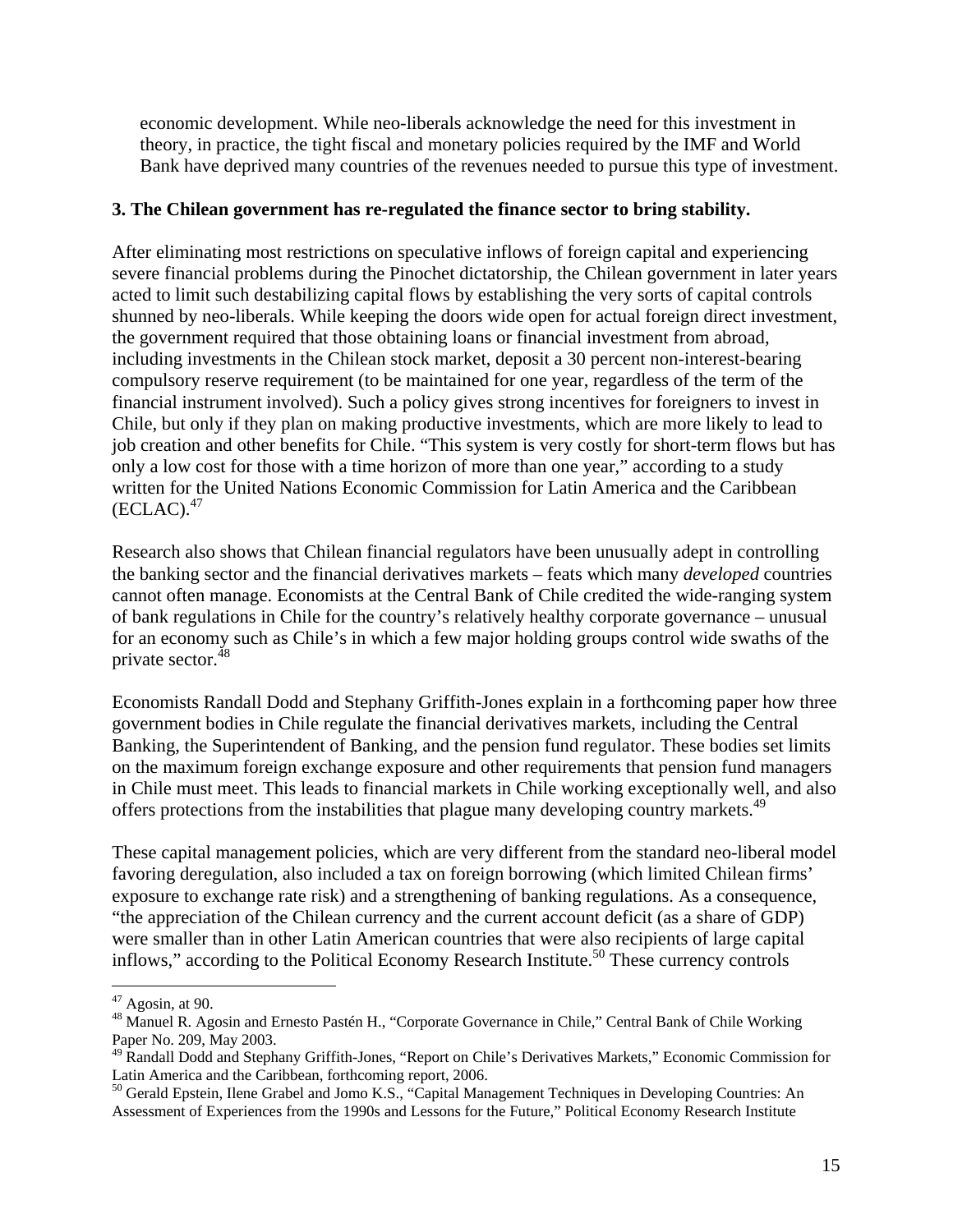economic development. While neo-liberals acknowledge the need for this investment in theory, in practice, the tight fiscal and monetary policies required by the IMF and World Bank have deprived many countries of the revenues needed to pursue this type of investment.

**3. The Chilean government has re-regulated the finance sector to bring stability.**

After eliminating most restrictions on speculative inflows of foreign capital and experiencing severe financial problems during the Pinochet dictatorship, the Chilean government in later years acted to limit such destabilizing capital flows by establishing the very sorts of capital controls shunned by neo-liberals. While keeping the doors wide open for actual foreign direct investment, the government required that those obtaining loans or financial investment from abroad, including investments in the Chilean stock market, deposit a 30 percent non-interest-bearing compulsory reserve requirement (to be maintained for one year, regardless of the term of the financial instrument involved). Such a policy gives strong incentives for foreigners to invest in Chile, but only if they plan on making productive investments, which are more likely to lead to job creation and other benefits for Chile. "This system is very costly for short-term flows but has only a low cost for those with a time horizon of more than one year," according to a study written for the United Nations Economic Commission for Latin America and the Caribbean (ECLAC).[47]

Research also shows that Chilean financial regulators have been unusually adept in controlling the banking sector and the financial derivatives markets – feats which many *developed* countries cannot often manage. Economists at the Central Bank of Chile credited the wide-ranging system of bank regulations in Chile for the country's relatively healthy corporate governance – unusual for an economy such as Chile's in which a few major holding groups control wide swaths of the private sector.[48]

Economists Randall Dodd and Stephany Griffith-Jones explain in a forthcoming paper how three government bodies in Chile regulate the financial derivatives markets, including the Central Banking, the Superintendent of Banking, and the pension fund regulator. These bodies set limits on the maximum foreign exchange exposure and other requirements that pension fund managers in Chile must meet. This leads to financial markets in Chile working exceptionally well, and also offers protections from the instabilities that plague many developing country markets.[49]

These capital management policies, which are very different from the standard neo-liberal model favoring deregulation, also included a tax on foreign borrowing (which limited Chilean firms' exposure to exchange rate risk) and a strengthening of banking regulations. As a consequence, "the appreciation of the Chilean currency and the current account deficit (as a share of GDP) were smaller than in other Latin American countries that were also recipients of large capital inflows," according to the Political Economy Research Institute.[50] These currency controls

---

[47] Agosin, at 90.

[48] Manuel R. Agosin and Ernesto Pastén H., "Corporate Governance in Chile," Central Bank of Chile Working Paper No. 209, May 2003.

[49] Randall Dodd and Stephany Griffith-Jones, "Report on Chile's Derivatives Markets," Economic Commission for Latin America and the Caribbean, forthcoming report, 2006.

[50] Gerald Epstein, Ilene Grabel and Jomo K.S., "Capital Management Techniques in Developing Countries: An Assessment of Experiences from the 1990s and Lessons for the Future," Political Economy Research Institute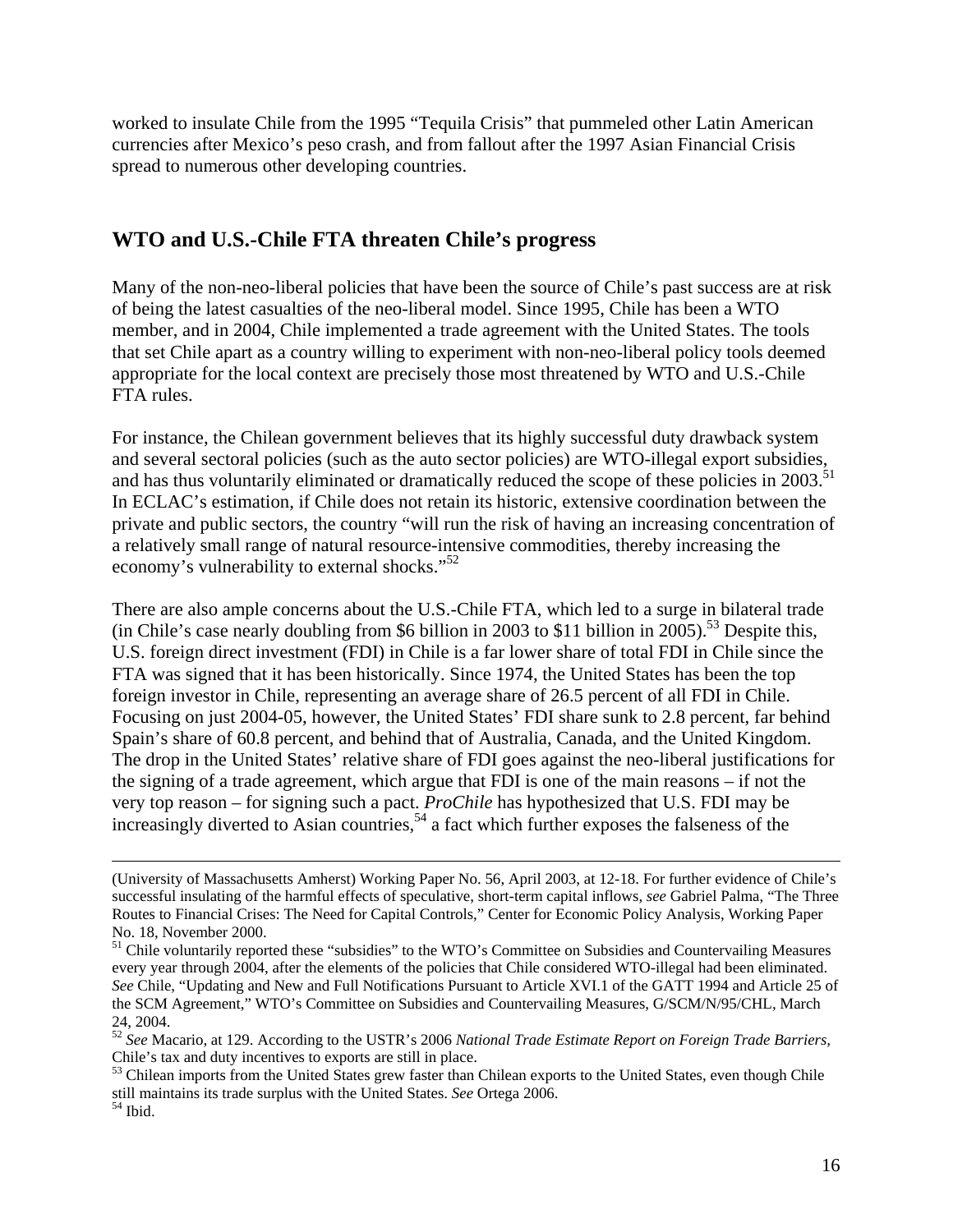worked to insulate Chile from the 1995 "Tequila Crisis" that pummeled other Latin American currencies after Mexico's peso crash, and from fallout after the 1997 Asian Financial Crisis spread to numerous other developing countries.

## WTO and U.S.-Chile FTA threaten Chile's progress

Many of the non-neo-liberal policies that have been the source of Chile's past success are at risk of being the latest casualties of the neo-liberal model. Since 1995, Chile has been a WTO member, and in 2004, Chile implemented a trade agreement with the United States. The tools that set Chile apart as a country willing to experiment with non-neo-liberal policy tools deemed appropriate for the local context are precisely those most threatened by WTO and U.S.-Chile FTA rules.

For instance, the Chilean government believes that its highly successful duty drawback system and several sectoral policies (such as the auto sector policies) are WTO-illegal export subsidies, and has thus voluntarily eliminated or dramatically reduced the scope of these policies in 2003.[51] In ECLAC's estimation, if Chile does not retain its historic, extensive coordination between the private and public sectors, the country "will run the risk of having an increasing concentration of a relatively small range of natural resource-intensive commodities, thereby increasing the economy's vulnerability to external shocks."[52]

There are also ample concerns about the U.S.-Chile FTA, which led to a surge in bilateral trade (in Chile's case nearly doubling from $6 billion in 2003 to $11 billion in 2005).[53] Despite this, U.S. foreign direct investment (FDI) in Chile is a far lower share of total FDI in Chile since the FTA was signed that it has been historically. Since 1974, the United States has been the top foreign investor in Chile, representing an average share of 26.5 percent of all FDI in Chile. Focusing on just 2004-05, however, the United States' FDI share sunk to 2.8 percent, far behind Spain's share of 60.8 percent, and behind that of Australia, Canada, and the United Kingdom. The drop in the United States' relative share of FDI goes against the neo-liberal justifications for the signing of a trade agreement, which argue that FDI is one of the main reasons – if not the very top reason – for signing such a pact. *ProChile* has hypothesized that U.S. FDI may be increasingly diverted to Asian countries,[54] a fact which further exposes the falseness of the

---

(University of Massachusetts Amherst) Working Paper No. 56, April 2003, at 12-18. For further evidence of Chile's successful insulating of the harmful effects of speculative, short-term capital inflows, *see* Gabriel Palma, "The Three Routes to Financial Crises: The Need for Capital Controls," Center for Economic Policy Analysis, Working Paper No. 18, November 2000.

[51] Chile voluntarily reported these "subsidies" to the WTO's Committee on Subsidies and Countervailing Measures every year through 2004, after the elements of the policies that Chile considered WTO-illegal had been eliminated. *See* Chile, "Updating and New and Full Notifications Pursuant to Article XVI.1 of the GATT 1994 and Article 25 of the SCM Agreement," WTO's Committee on Subsidies and Countervailing Measures, G/SCM/N/95/CHL, March 24, 2004.

[52] *See* Macario, at 129. According to the USTR's 2006 *National Trade Estimate Report on Foreign Trade Barriers*, Chile's tax and duty incentives to exports are still in place.

[53] Chilean imports from the United States grew faster than Chilean exports to the United States, even though Chile still maintains its trade surplus with the United States. *See* Ortega 2006.

[54] Ibid.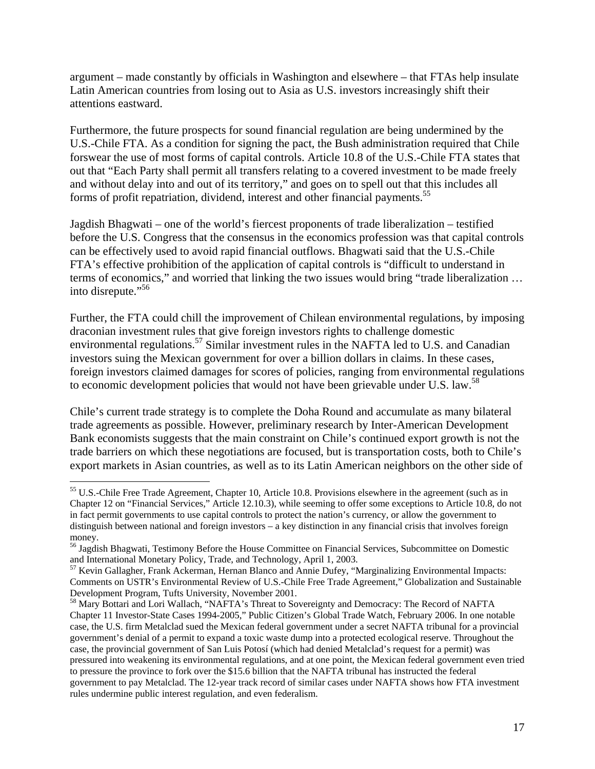argument – made constantly by officials in Washington and elsewhere – that FTAs help insulate Latin American countries from losing out to Asia as U.S. investors increasingly shift their attentions eastward.

Furthermore, the future prospects for sound financial regulation are being undermined by the U.S.-Chile FTA. As a condition for signing the pact, the Bush administration required that Chile forswear the use of most forms of capital controls. Article 10.8 of the U.S.-Chile FTA states that out that "Each Party shall permit all transfers relating to a covered investment to be made freely and without delay into and out of its territory," and goes on to spell out that this includes all forms of profit repatriation, dividend, interest and other financial payments.[55]

Jagdish Bhagwati – one of the world's fiercest proponents of trade liberalization – testified before the U.S. Congress that the consensus in the economics profession was that capital controls can be effectively used to avoid rapid financial outflows. Bhagwati said that the U.S.-Chile FTA's effective prohibition of the application of capital controls is "difficult to understand in terms of economics," and worried that linking the two issues would bring "trade liberalization … into disrepute."[56]

Further, the FTA could chill the improvement of Chilean environmental regulations, by imposing draconian investment rules that give foreign investors rights to challenge domestic environmental regulations.[57] Similar investment rules in the NAFTA led to U.S. and Canadian investors suing the Mexican government for over a billion dollars in claims. In these cases, foreign investors claimed damages for scores of policies, ranging from environmental regulations to economic development policies that would not have been grievable under U.S. law.[58]

Chile's current trade strategy is to complete the Doha Round and accumulate as many bilateral trade agreements as possible. However, preliminary research by Inter-American Development Bank economists suggests that the main constraint on Chile's continued export growth is not the trade barriers on which these negotiations are focused, but is transportation costs, both to Chile's export markets in Asian countries, as well as to its Latin American neighbors on the other side of

---

[55] U.S.-Chile Free Trade Agreement, Chapter 10, Article 10.8. Provisions elsewhere in the agreement (such as in Chapter 12 on "Financial Services," Article 12.10.3), while seeming to offer some exceptions to Article 10.8, do not in fact permit governments to use capital controls to protect the nation's currency, or allow the government to distinguish between national and foreign investors – a key distinction in any financial crisis that involves foreign money.

[56] Jagdish Bhagwati, Testimony Before the House Committee on Financial Services, Subcommittee on Domestic and International Monetary Policy, Trade, and Technology, April 1, 2003.

[57] Kevin Gallagher, Frank Ackerman, Hernan Blanco and Annie Dufey, "Marginalizing Environmental Impacts: Comments on USTR's Environmental Review of U.S.-Chile Free Trade Agreement," Globalization and Sustainable Development Program, Tufts University, November 2001.

[58] Mary Bottari and Lori Wallach, "NAFTA's Threat to Sovereignty and Democracy: The Record of NAFTA Chapter 11 Investor-State Cases 1994-2005," Public Citizen's Global Trade Watch, February 2006. In one notable case, the U.S. firm Metalclad sued the Mexican federal government under a secret NAFTA tribunal for a provincial government's denial of a permit to expand a toxic waste dump into a protected ecological reserve. Throughout the case, the provincial government of San Luis Potosí (which had denied Metalclad's request for a permit) was pressured into weakening its environmental regulations, and at one point, the Mexican federal government even tried to pressure the province to fork over the $15.6 billion that the NAFTA tribunal has instructed the federal government to pay Metalclad. The 12-year track record of similar cases under NAFTA shows how FTA investment rules undermine public interest regulation, and even federalism.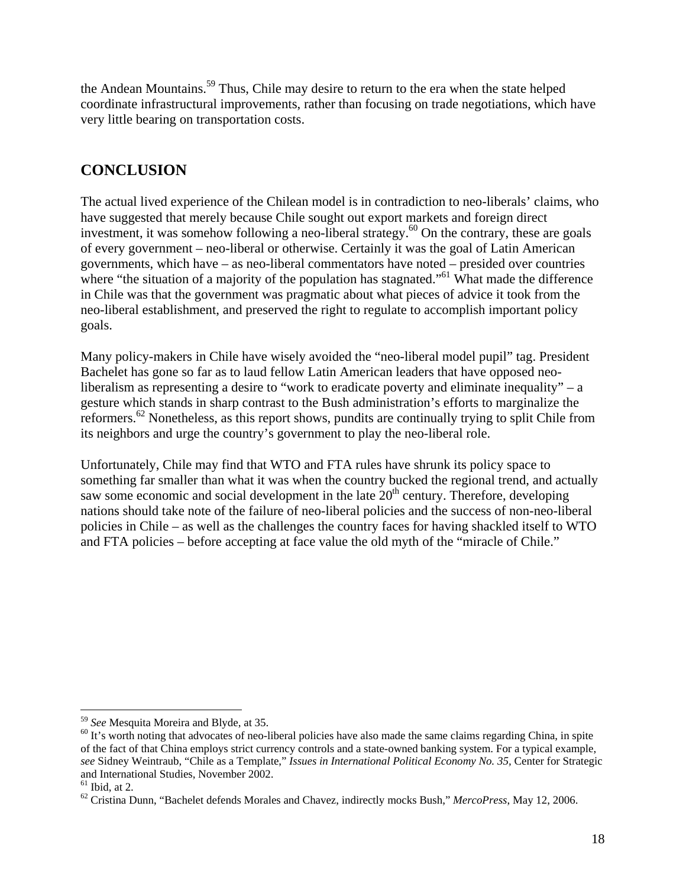the Andean Mountains.[59] Thus, Chile may desire to return to the era when the state helped coordinate infrastructural improvements, rather than focusing on trade negotiations, which have very little bearing on transportation costs.

## CONCLUSION

The actual lived experience of the Chilean model is in contradiction to neo-liberals' claims, who have suggested that merely because Chile sought out export markets and foreign direct investment, it was somehow following a neo-liberal strategy.[60] On the contrary, these are goals of every government – neo-liberal or otherwise. Certainly it was the goal of Latin American governments, which have – as neo-liberal commentators have noted – presided over countries where "the situation of a majority of the population has stagnated."[61] What made the difference in Chile was that the government was pragmatic about what pieces of advice it took from the neo-liberal establishment, and preserved the right to regulate to accomplish important policy goals.

Many policy-makers in Chile have wisely avoided the "neo-liberal model pupil" tag. President Bachelet has gone so far as to laud fellow Latin American leaders that have opposed neo-liberalism as representing a desire to "work to eradicate poverty and eliminate inequality" – a gesture which stands in sharp contrast to the Bush administration's efforts to marginalize the reformers.[62] Nonetheless, as this report shows, pundits are continually trying to split Chile from its neighbors and urge the country's government to play the neo-liberal role.

Unfortunately, Chile may find that WTO and FTA rules have shrunk its policy space to something far smaller than what it was when the country bucked the regional trend, and actually saw some economic and social development in the late 20th century. Therefore, developing nations should take note of the failure of neo-liberal policies and the success of non-neo-liberal policies in Chile – as well as the challenges the country faces for having shackled itself to WTO and FTA policies – before accepting at face value the old myth of the "miracle of Chile."

---

[59] *See* Mesquita Moreira and Blyde, at 35.

[60] It's worth noting that advocates of neo-liberal policies have also made the same claims regarding China, in spite of the fact of that China employs strict currency controls and a state-owned banking system. For a typical example, *see* Sidney Weintraub, "Chile as a Template," *Issues in International Political Economy No. 35,* Center for Strategic and International Studies, November 2002.

[61] Ibid, at 2.

[62] Cristina Dunn, "Bachelet defends Morales and Chavez, indirectly mocks Bush," *MercoPress,* May 12, 2006.